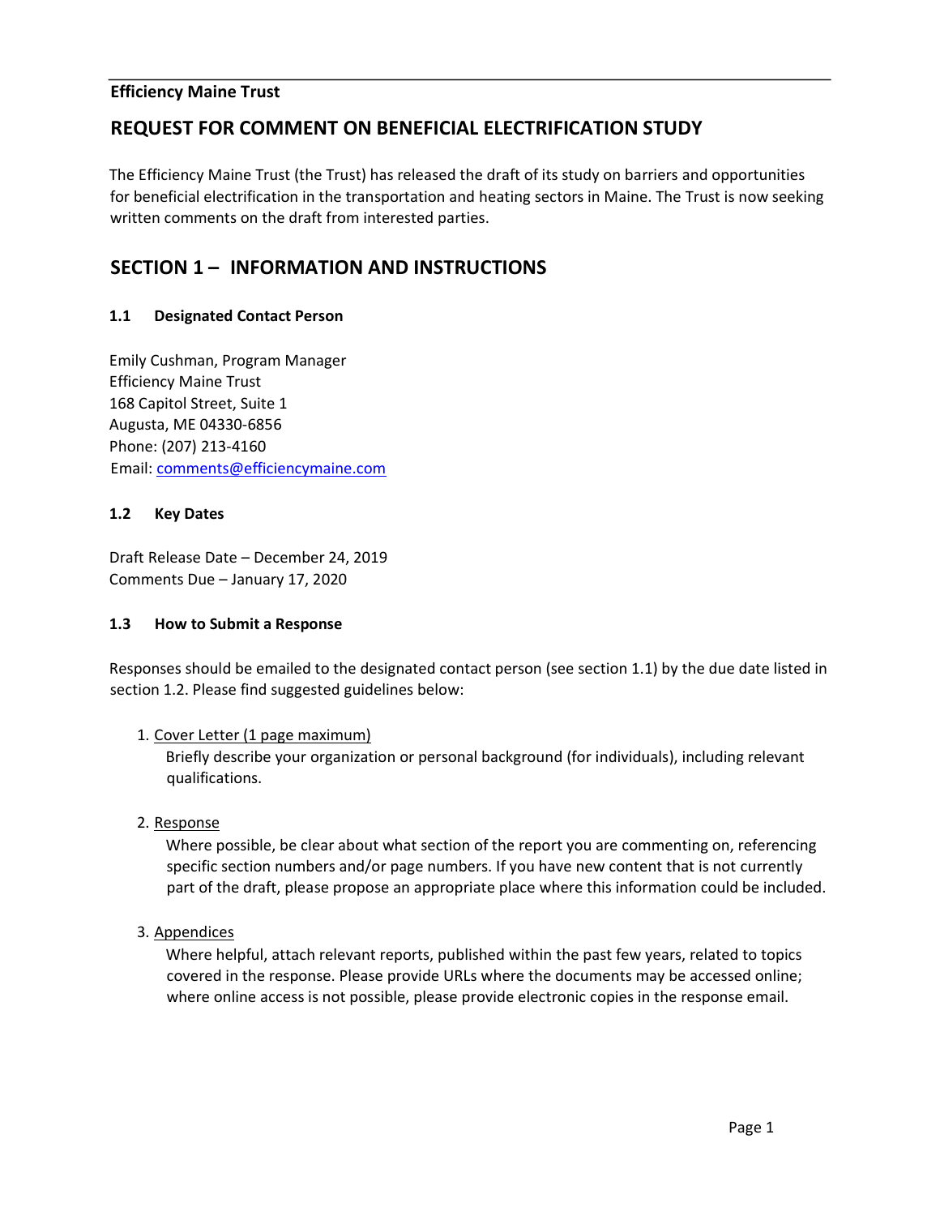**Efficiency Maine Trust**

# REQUEST FOR COMMENT ON BENEFICIAL ELECTRIFICATION STUDY

The Efficiency Maine Trust (the Trust) has released the draft of its study on barriers and opportunities for beneficial electrification in the transportation and heating sectors in Maine. The Trust is now seeking written comments on the draft from interested parties.

## SECTION 1 – INFORMATION AND INSTRUCTIONS

### 1.1 Designated Contact Person

Emily Cushman, Program Manager
Efficiency Maine Trust
168 Capitol Street, Suite 1
Augusta, ME 04330-6856
Phone: (207) 213-4160
Email: comments@efficiencymaine.com

### 1.2 Key Dates

Draft Release Date – December 24, 2019
Comments Due – January 17, 2020

### 1.3 How to Submit a Response

Responses should be emailed to the designated contact person (see section 1.1) by the due date listed in section 1.2. Please find suggested guidelines below:

1. Cover Letter (1 page maximum)
   Briefly describe your organization or personal background (for individuals), including relevant qualifications.

2. Response
   Where possible, be clear about what section of the report you are commenting on, referencing specific section numbers and/or page numbers. If you have new content that is not currently part of the draft, please propose an appropriate place where this information could be included.

3. Appendices
   Where helpful, attach relevant reports, published within the past few years, related to topics covered in the response. Please provide URLs where the documents may be accessed online; where online access is not possible, please provide electronic copies in the response email.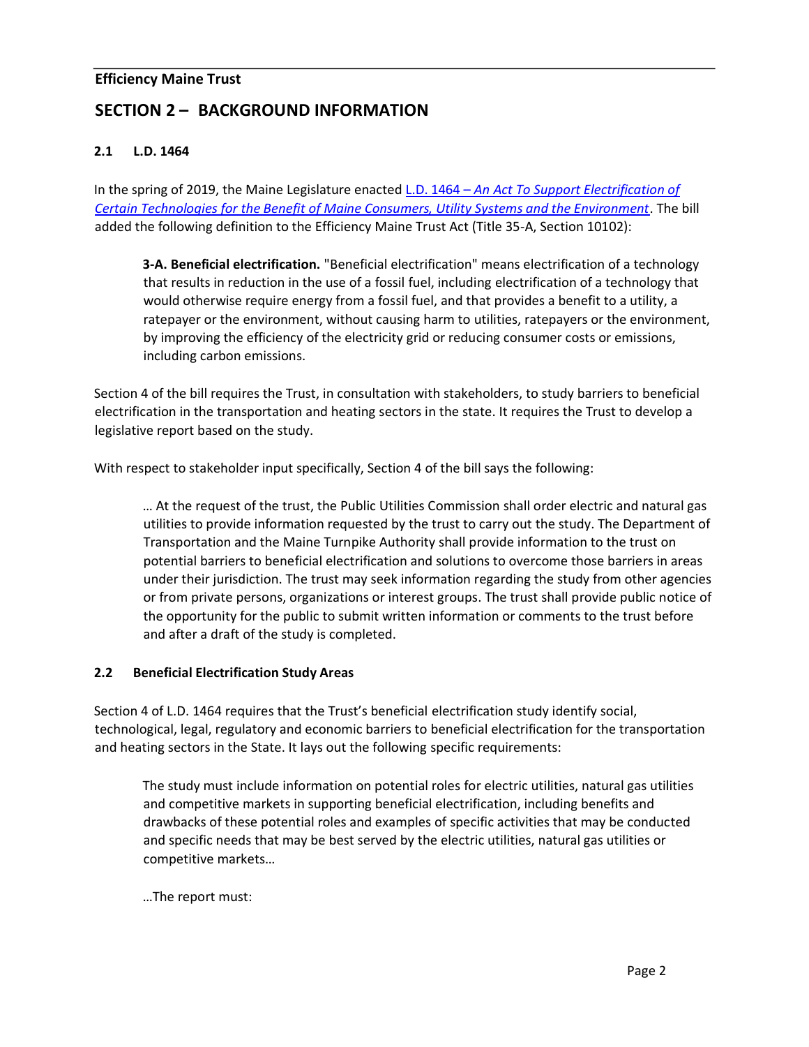## SECTION 2 – BACKGROUND INFORMATION

### 2.1 L.D. 1464

In the spring of 2019, the Maine Legislature enacted [L.D. 1464 – *An Act To Support Electrification of Certain Technologies for the Benefit of Maine Consumers, Utility Systems and the Environment*](). The bill added the following definition to the Efficiency Maine Trust Act (Title 35-A, Section 10102):

> **3-A. Beneficial electrification.** "Beneficial electrification" means electrification of a technology that results in reduction in the use of a fossil fuel, including electrification of a technology that would otherwise require energy from a fossil fuel, and that provides a benefit to a utility, a ratepayer or the environment, without causing harm to utilities, ratepayers or the environment, by improving the efficiency of the electricity grid or reducing consumer costs or emissions, including carbon emissions.

Section 4 of the bill requires the Trust, in consultation with stakeholders, to study barriers to beneficial electrification in the transportation and heating sectors in the state. It requires the Trust to develop a legislative report based on the study.

With respect to stakeholder input specifically, Section 4 of the bill says the following:

> … At the request of the trust, the Public Utilities Commission shall order electric and natural gas utilities to provide information requested by the trust to carry out the study. The Department of Transportation and the Maine Turnpike Authority shall provide information to the trust on potential barriers to beneficial electrification and solutions to overcome those barriers in areas under their jurisdiction. The trust may seek information regarding the study from other agencies or from private persons, organizations or interest groups. The trust shall provide public notice of the opportunity for the public to submit written information or comments to the trust before and after a draft of the study is completed.

### 2.2 Beneficial Electrification Study Areas

Section 4 of L.D. 1464 requires that the Trust's beneficial electrification study identify social, technological, legal, regulatory and economic barriers to beneficial electrification for the transportation and heating sectors in the State. It lays out the following specific requirements:

> The study must include information on potential roles for electric utilities, natural gas utilities and competitive markets in supporting beneficial electrification, including benefits and drawbacks of these potential roles and examples of specific activities that may be conducted and specific needs that may be best served by the electric utilities, natural gas utilities or competitive markets…
>
> …The report must: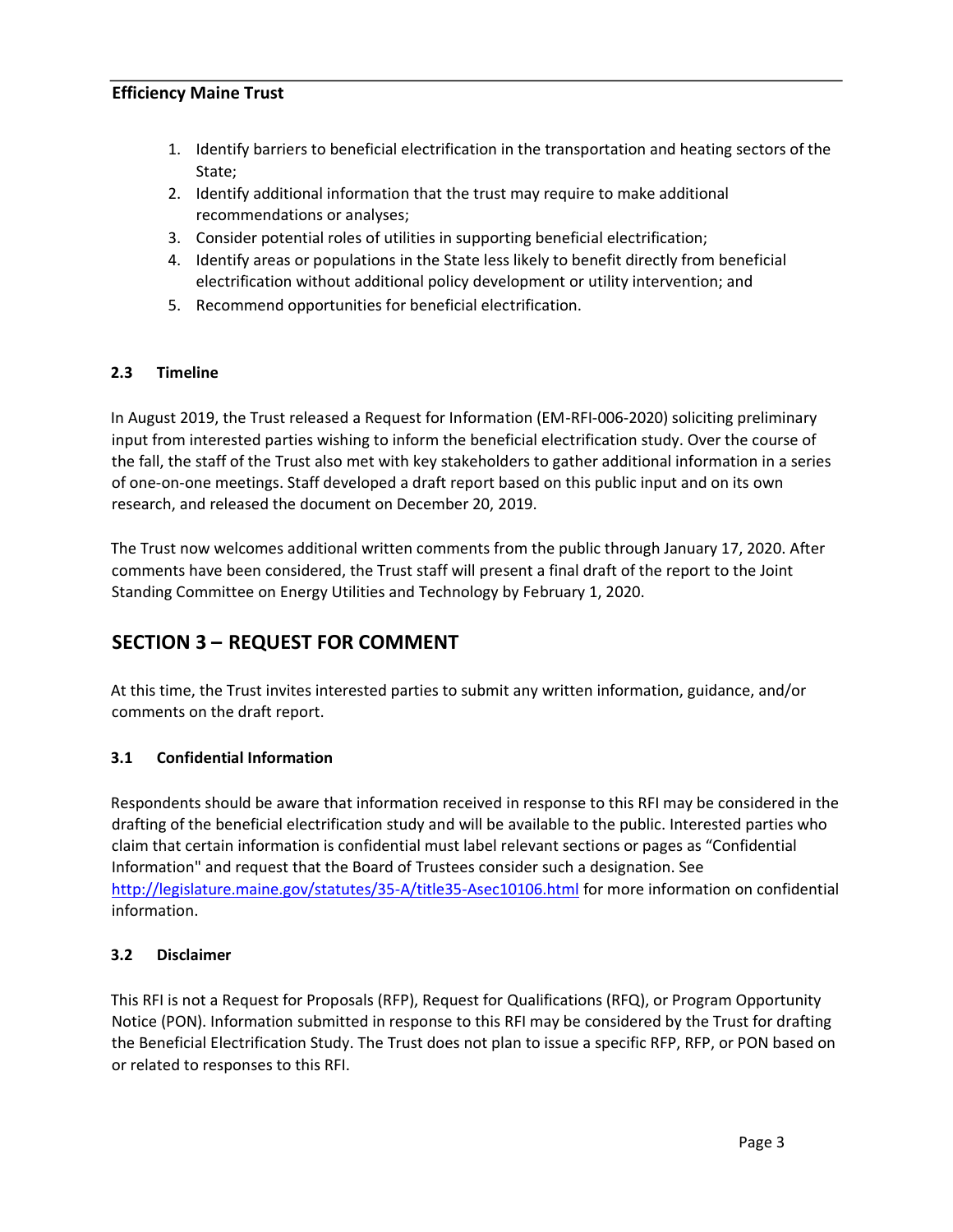1. Identify barriers to beneficial electrification in the transportation and heating sectors of the State;
2. Identify additional information that the trust may require to make additional recommendations or analyses;
3. Consider potential roles of utilities in supporting beneficial electrification;
4. Identify areas or populations in the State less likely to benefit directly from beneficial electrification without additional policy development or utility intervention; and
5. Recommend opportunities for beneficial electrification.

### 2.3 Timeline

In August 2019, the Trust released a Request for Information (EM-RFI-006-2020) soliciting preliminary input from interested parties wishing to inform the beneficial electrification study. Over the course of the fall, the staff of the Trust also met with key stakeholders to gather additional information in a series of one-on-one meetings. Staff developed a draft report based on this public input and on its own research, and released the document on December 20, 2019.

The Trust now welcomes additional written comments from the public through January 17, 2020. After comments have been considered, the Trust staff will present a final draft of the report to the Joint Standing Committee on Energy Utilities and Technology by February 1, 2020.

## SECTION 3 – REQUEST FOR COMMENT

At this time, the Trust invites interested parties to submit any written information, guidance, and/or comments on the draft report.

### 3.1 Confidential Information

Respondents should be aware that information received in response to this RFI may be considered in the drafting of the beneficial electrification study and will be available to the public. Interested parties who claim that certain information is confidential must label relevant sections or pages as "Confidential Information" and request that the Board of Trustees consider such a designation. See http://legislature.maine.gov/statutes/35-A/title35-Asec10106.html for more information on confidential information.

### 3.2 Disclaimer

This RFI is not a Request for Proposals (RFP), Request for Qualifications (RFQ), or Program Opportunity Notice (PON). Information submitted in response to this RFI may be considered by the Trust for drafting the Beneficial Electrification Study. The Trust does not plan to issue a specific RFP, RFP, or PON based on or related to responses to this RFI.